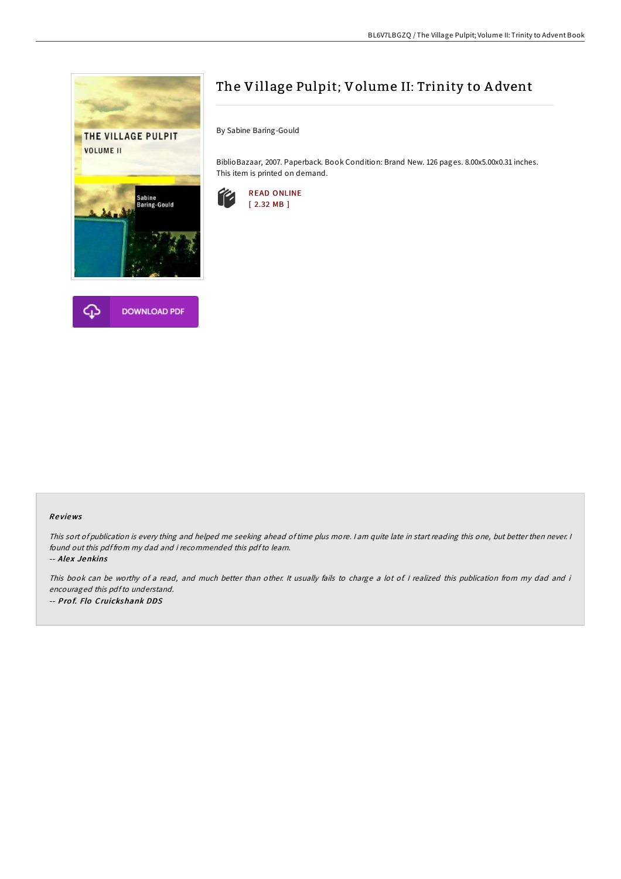# The Village Pulpit; Volume II: Trinity to Advent

By Sabine Baring-Gould

BiblioBazaar, 2007. Paperback. Book Condition: Brand New. 126 pages. 8.00x5.00x0.31 inches. This item is printed on demand.

READ ONLINE
[ 2.32 MB ]

DOWNLOAD PDF

### Reviews

*This sort of publication is every thing and helped me seeking ahead of time plus more. I am quite late in start reading this one, but better then never. I found out this pdf from my dad and i recommended this pdf to learn.*

*-- Alex Jenkins*

*This book can be worthy of a read, and much better than other. It usually fails to charge a lot of. I realized this publication from my dad and i encouraged this pdf to understand.*

*-- Prof. Flo Cruickshank DDS*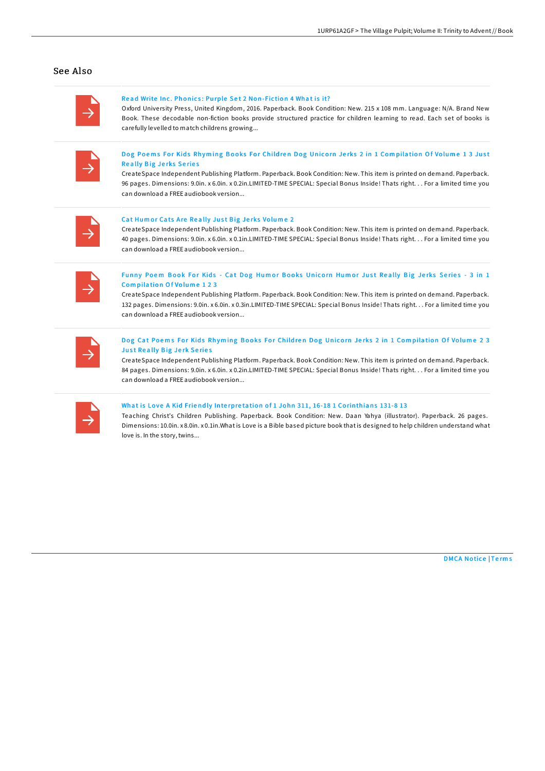## See Also

**Read Write Inc. Phonics: Purple Set 2 Non-Fiction 4 What is it?**

Oxford University Press, United Kingdom, 2016. Paperback. Book Condition: New. 215 x 108 mm. Language: N/A. Brand New Book. These decodable non-fiction books provide structured practice for children learning to read. Each set of books is carefully levelled to match childrens growing...

**Dog Poems For Kids Rhyming Books For Children Dog Unicorn Jerks 2 in 1 Compilation Of Volume 1 3 Just Really Big Jerks Series**

CreateSpace Independent Publishing Platform. Paperback. Book Condition: New. This item is printed on demand. Paperback. 96 pages. Dimensions: 9.0in. x 6.0in. x 0.2in.LIMITED-TIME SPECIAL: Special Bonus Inside! Thats right. . . For a limited time you can download a FREE audiobook version...

**Cat Humor Cats Are Really Just Big Jerks Volume 2**

CreateSpace Independent Publishing Platform. Paperback. Book Condition: New. This item is printed on demand. Paperback. 40 pages. Dimensions: 9.0in. x 6.0in. x 0.1in.LIMITED-TIME SPECIAL: Special Bonus Inside! Thats right. . . For a limited time you can download a FREE audiobook version...

**Funny Poem Book For Kids - Cat Dog Humor Books Unicorn Humor Just Really Big Jerks Series - 3 in 1 Compilation Of Volume 1 2 3**

CreateSpace Independent Publishing Platform. Paperback. Book Condition: New. This item is printed on demand. Paperback. 132 pages. Dimensions: 9.0in. x 6.0in. x 0.3in.LIMITED-TIME SPECIAL: Special Bonus Inside! Thats right. . . For a limited time you can download a FREE audiobook version...

**Dog Cat Poems For Kids Rhyming Books For Children Dog Unicorn Jerks 2 in 1 Compilation Of Volume 2 3 Just Really Big Jerk Series**

CreateSpace Independent Publishing Platform. Paperback. Book Condition: New. This item is printed on demand. Paperback. 84 pages. Dimensions: 9.0in. x 6.0in. x 0.2in.LIMITED-TIME SPECIAL: Special Bonus Inside! Thats right. . . For a limited time you can download a FREE audiobook version...

**What is Love A Kid Friendly Interpretation of 1 John 311, 16-18 1 Corinthians 131-8 13**

Teaching Christ's Children Publishing. Paperback. Book Condition: New. Daan Yahya (illustrator). Paperback. 26 pages. Dimensions: 10.0in. x 8.0in. x 0.1in.What is Love is a Bible based picture book that is designed to help children understand what love is. In the story, twins...

DMCA Notice | Terms